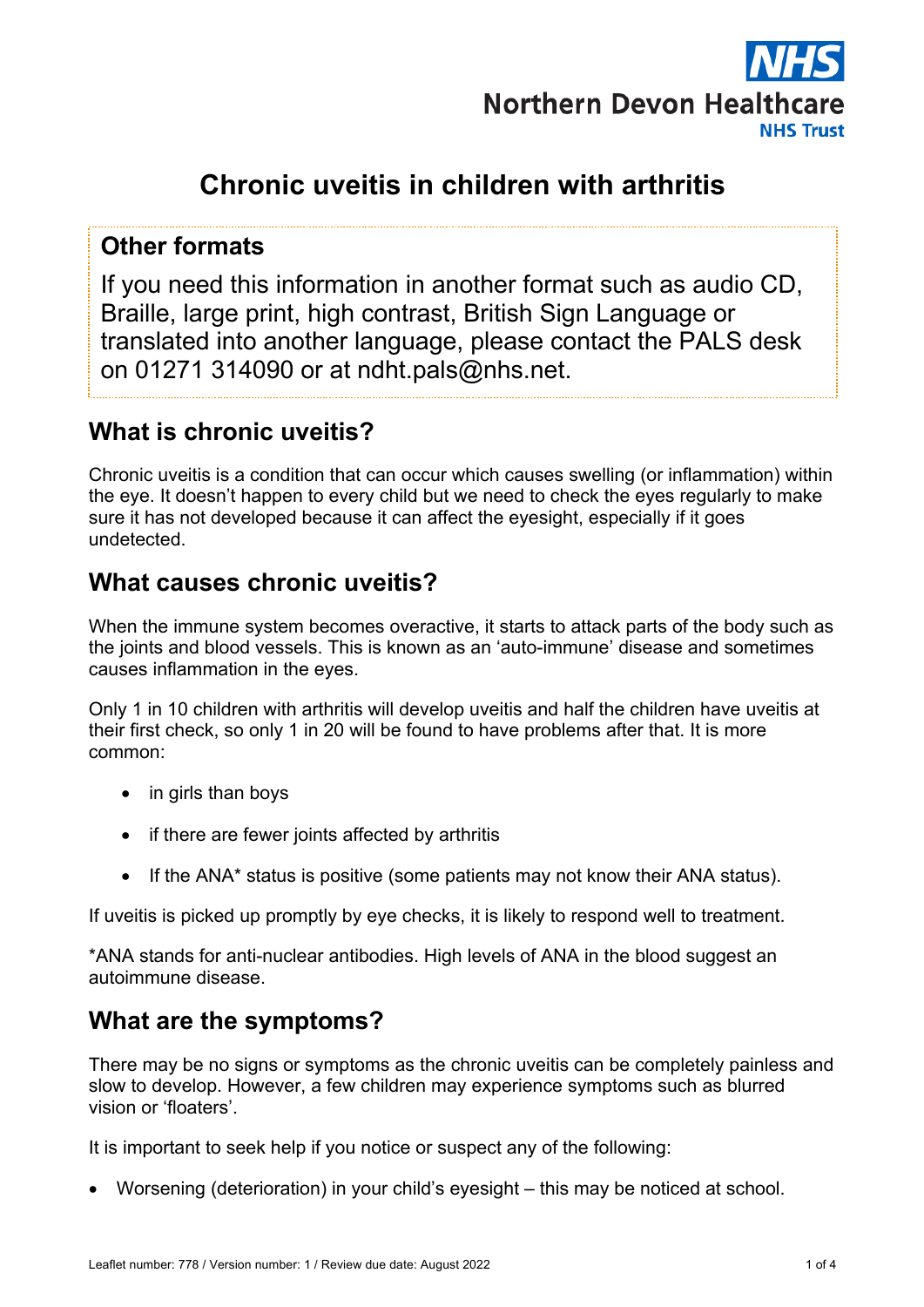Northern Devon Healthcare NHS Trust

# Chronic uveitis in children with arthritis

## Other formats

If you need this information in another format such as audio CD, Braille, large print, high contrast, British Sign Language or translated into another language, please contact the PALS desk on 01271 314090 or at ndht.pals@nhs.net.

## What is chronic uveitis?

Chronic uveitis is a condition that can occur which causes swelling (or inflammation) within the eye. It doesn't happen to every child but we need to check the eyes regularly to make sure it has not developed because it can affect the eyesight, especially if it goes undetected.

## What causes chronic uveitis?

When the immune system becomes overactive, it starts to attack parts of the body such as the joints and blood vessels. This is known as an 'auto-immune' disease and sometimes causes inflammation in the eyes.

Only 1 in 10 children with arthritis will develop uveitis and half the children have uveitis at their first check, so only 1 in 20 will be found to have problems after that. It is more common:

- in girls than boys
- if there are fewer joints affected by arthritis
- If the ANA* status is positive (some patients may not know their ANA status).

If uveitis is picked up promptly by eye checks, it is likely to respond well to treatment.

*ANA stands for anti-nuclear antibodies. High levels of ANA in the blood suggest an autoimmune disease.

## What are the symptoms?

There may be no signs or symptoms as the chronic uveitis can be completely painless and slow to develop. However, a few children may experience symptoms such as blurred vision or 'floaters'.

It is important to seek help if you notice or suspect any of the following:

- Worsening (deterioration) in your child's eyesight – this may be noticed at school.

Leaflet number: 778 / Version number: 1 / Review due date: August 2022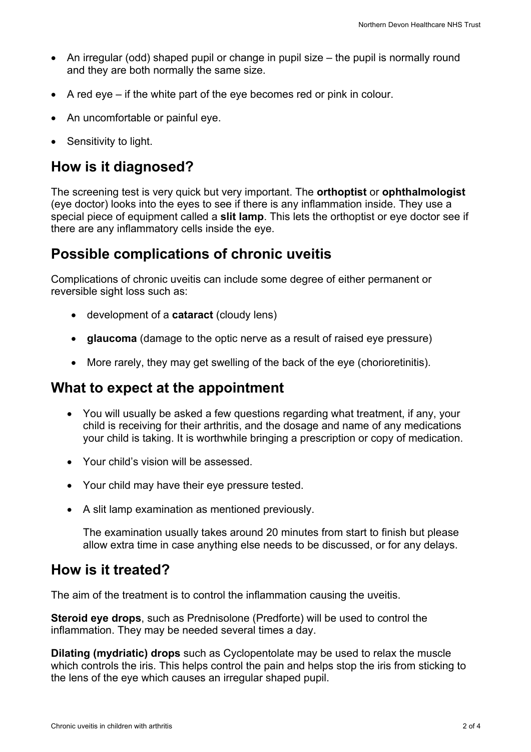- An irregular (odd) shaped pupil or change in pupil size – the pupil is normally round and they are both normally the same size.
- A red eye – if the white part of the eye becomes red or pink in colour.
- An uncomfortable or painful eye.
- Sensitivity to light.

## How is it diagnosed?

The screening test is very quick but very important. The **orthoptist** or **ophthalmologist** (eye doctor) looks into the eyes to see if there is any inflammation inside. They use a special piece of equipment called a **slit lamp**. This lets the orthoptist or eye doctor see if there are any inflammatory cells inside the eye.

## Possible complications of chronic uveitis

Complications of chronic uveitis can include some degree of either permanent or reversible sight loss such as:

- development of a **cataract** (cloudy lens)
- **glaucoma** (damage to the optic nerve as a result of raised eye pressure)
- More rarely, they may get swelling of the back of the eye (chorioretinitis).

## What to expect at the appointment

- You will usually be asked a few questions regarding what treatment, if any, your child is receiving for their arthritis, and the dosage and name of any medications your child is taking. It is worthwhile bringing a prescription or copy of medication.
- Your child's vision will be assessed.
- Your child may have their eye pressure tested.
- A slit lamp examination as mentioned previously.

  The examination usually takes around 20 minutes from start to finish but please allow extra time in case anything else needs to be discussed, or for any delays.

## How is it treated?

The aim of the treatment is to control the inflammation causing the uveitis.

**Steroid eye drops**, such as Prednisolone (Predforte) will be used to control the inflammation. They may be needed several times a day.

**Dilating (mydriatic) drops** such as Cyclopentolate may be used to relax the muscle which controls the iris. This helps control the pain and helps stop the iris from sticking to the lens of the eye which causes an irregular shaped pupil.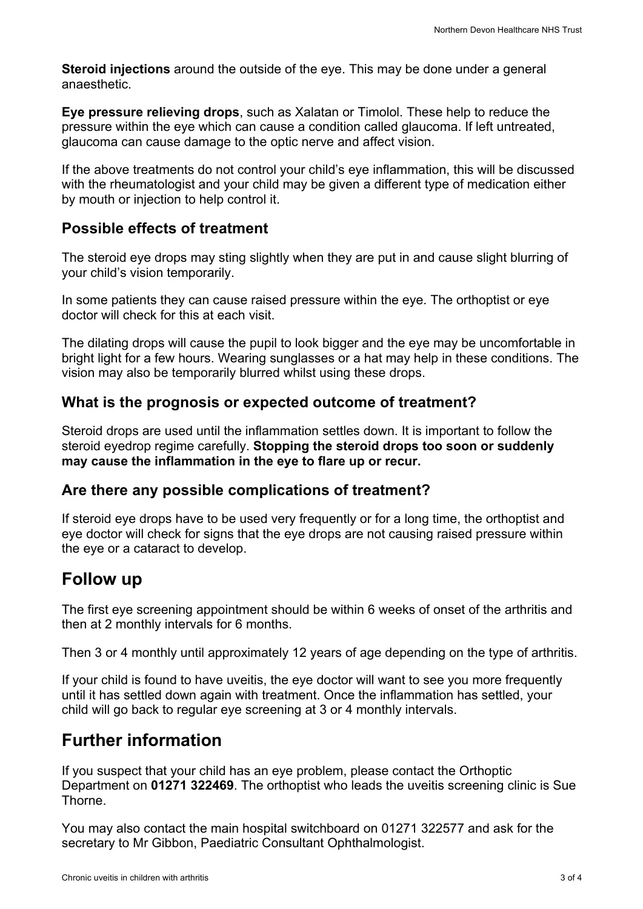**Steroid injections** around the outside of the eye. This may be done under a general anaesthetic.

**Eye pressure relieving drops**, such as Xalatan or Timolol. These help to reduce the pressure within the eye which can cause a condition called glaucoma. If left untreated, glaucoma can cause damage to the optic nerve and affect vision.

If the above treatments do not control your child's eye inflammation, this will be discussed with the rheumatologist and your child may be given a different type of medication either by mouth or injection to help control it.

### Possible effects of treatment

The steroid eye drops may sting slightly when they are put in and cause slight blurring of your child's vision temporarily.

In some patients they can cause raised pressure within the eye. The orthoptist or eye doctor will check for this at each visit.

The dilating drops will cause the pupil to look bigger and the eye may be uncomfortable in bright light for a few hours. Wearing sunglasses or a hat may help in these conditions. The vision may also be temporarily blurred whilst using these drops.

### What is the prognosis or expected outcome of treatment?

Steroid drops are used until the inflammation settles down. It is important to follow the steroid eyedrop regime carefully. **Stopping the steroid drops too soon or suddenly may cause the inflammation in the eye to flare up or recur.**

### Are there any possible complications of treatment?

If steroid eye drops have to be used very frequently or for a long time, the orthoptist and eye doctor will check for signs that the eye drops are not causing raised pressure within the eye or a cataract to develop.

## Follow up

The first eye screening appointment should be within 6 weeks of onset of the arthritis and then at 2 monthly intervals for 6 months.

Then 3 or 4 monthly until approximately 12 years of age depending on the type of arthritis.

If your child is found to have uveitis, the eye doctor will want to see you more frequently until it has settled down again with treatment. Once the inflammation has settled, your child will go back to regular eye screening at 3 or 4 monthly intervals.

## Further information

If you suspect that your child has an eye problem, please contact the Orthoptic Department on **01271 322469**. The orthoptist who leads the uveitis screening clinic is Sue Thorne.

You may also contact the main hospital switchboard on 01271 322577 and ask for the secretary to Mr Gibbon, Paediatric Consultant Ophthalmologist.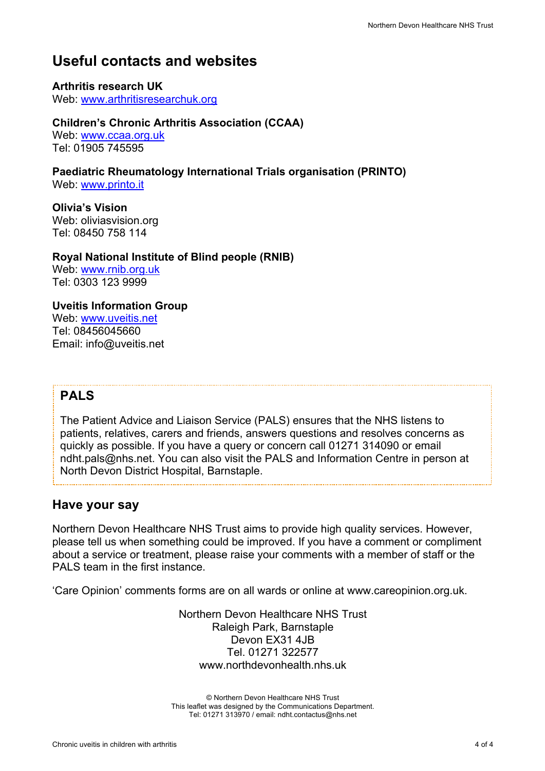## Useful contacts and websites

**Arthritis research UK**
Web: www.arthritisresearchuk.org

**Children's Chronic Arthritis Association (CCAA)**
Web: www.ccaa.org.uk
Tel: 01905 745595

**Paediatric Rheumatology International Trials organisation (PRINTO)**
Web: www.printo.it

**Olivia's Vision**
Web: oliviasvision.org
Tel: 08450 758 114

**Royal National Institute of Blind people (RNIB)**
Web: www.rnib.org.uk
Tel: 0303 123 9999

**Uveitis Information Group**
Web: www.uveitis.net
Tel: 08456045660
Email: info@uveitis.net

## PALS

The Patient Advice and Liaison Service (PALS) ensures that the NHS listens to patients, relatives, carers and friends, answers questions and resolves concerns as quickly as possible. If you have a query or concern call 01271 314090 or email ndht.pals@nhs.net. You can also visit the PALS and Information Centre in person at North Devon District Hospital, Barnstaple.

## Have your say

Northern Devon Healthcare NHS Trust aims to provide high quality services. However, please tell us when something could be improved. If you have a comment or compliment about a service or treatment, please raise your comments with a member of staff or the PALS team in the first instance.

'Care Opinion' comments forms are on all wards or online at www.careopinion.org.uk.

Northern Devon Healthcare NHS Trust
Raleigh Park, Barnstaple
Devon EX31 4JB
Tel. 01271 322577
www.northdevonhealth.nhs.uk

© Northern Devon Healthcare NHS Trust
This leaflet was designed by the Communications Department.
Tel: 01271 313970 / email: ndht.contactus@nhs.net